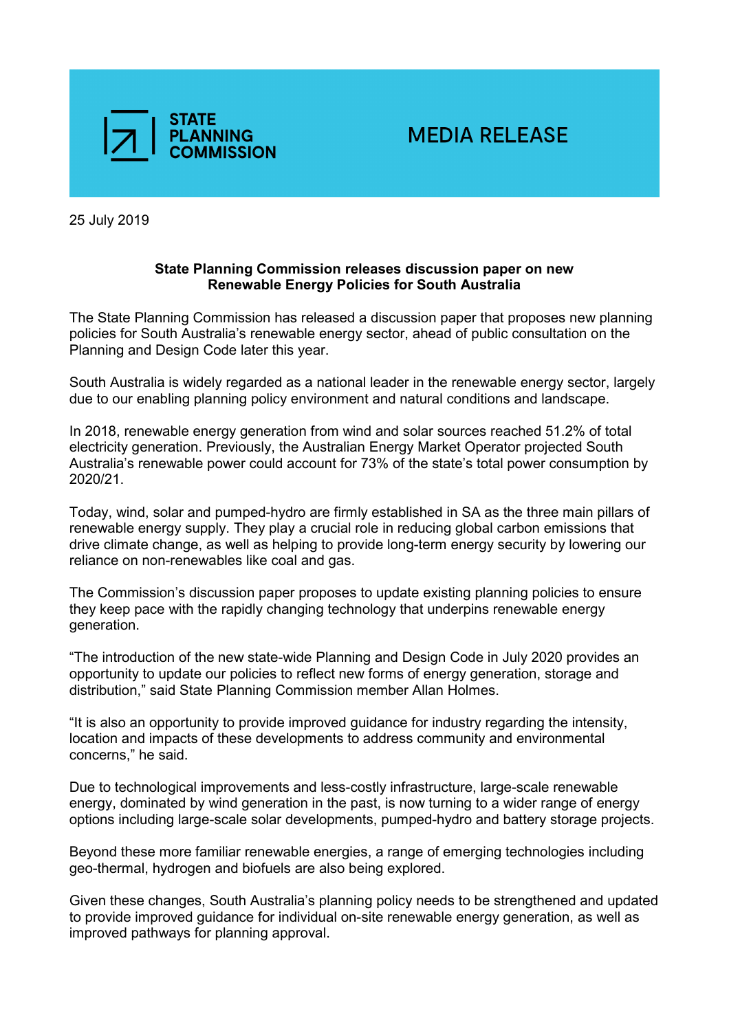STATE PLANNING COMMISSION

MEDIA RELEASE

25 July 2019

## State Planning Commission releases discussion paper on new Renewable Energy Policies for South Australia

The State Planning Commission has released a discussion paper that proposes new planning policies for South Australia's renewable energy sector, ahead of public consultation on the Planning and Design Code later this year.

South Australia is widely regarded as a national leader in the renewable energy sector, largely due to our enabling planning policy environment and natural conditions and landscape.

In 2018, renewable energy generation from wind and solar sources reached 51.2% of total electricity generation. Previously, the Australian Energy Market Operator projected South Australia's renewable power could account for 73% of the state's total power consumption by 2020/21.

Today, wind, solar and pumped-hydro are firmly established in SA as the three main pillars of renewable energy supply. They play a crucial role in reducing global carbon emissions that drive climate change, as well as helping to provide long-term energy security by lowering our reliance on non-renewables like coal and gas.

The Commission's discussion paper proposes to update existing planning policies to ensure they keep pace with the rapidly changing technology that underpins renewable energy generation.

"The introduction of the new state-wide Planning and Design Code in July 2020 provides an opportunity to update our policies to reflect new forms of energy generation, storage and distribution," said State Planning Commission member Allan Holmes.

"It is also an opportunity to provide improved guidance for industry regarding the intensity, location and impacts of these developments to address community and environmental concerns," he said.

Due to technological improvements and less-costly infrastructure, large-scale renewable energy, dominated by wind generation in the past, is now turning to a wider range of energy options including large-scale solar developments, pumped-hydro and battery storage projects.

Beyond these more familiar renewable energies, a range of emerging technologies including geo-thermal, hydrogen and biofuels are also being explored.

Given these changes, South Australia's planning policy needs to be strengthened and updated to provide improved guidance for individual on-site renewable energy generation, as well as improved pathways for planning approval.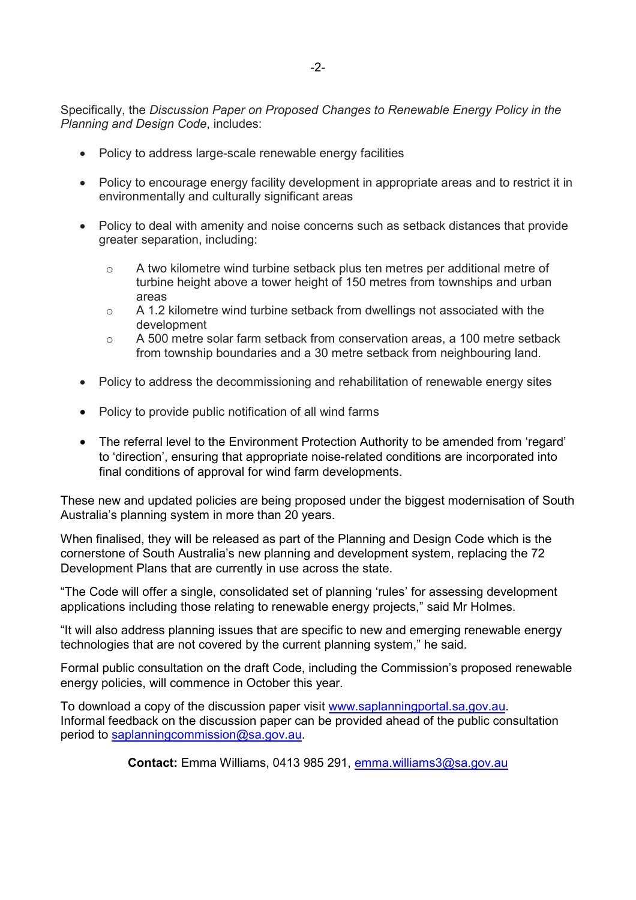Specifically, the *Discussion Paper on Proposed Changes to Renewable Energy Policy in the Planning and Design Code*, includes:

- Policy to address large-scale renewable energy facilities
- Policy to encourage energy facility development in appropriate areas and to restrict it in environmentally and culturally significant areas
- Policy to deal with amenity and noise concerns such as setback distances that provide greater separation, including:
  - A two kilometre wind turbine setback plus ten metres per additional metre of turbine height above a tower height of 150 metres from townships and urban areas
  - A 1.2 kilometre wind turbine setback from dwellings not associated with the development
  - A 500 metre solar farm setback from conservation areas, a 100 metre setback from township boundaries and a 30 metre setback from neighbouring land.
- Policy to address the decommissioning and rehabilitation of renewable energy sites
- Policy to provide public notification of all wind farms
- The referral level to the Environment Protection Authority to be amended from 'regard' to 'direction', ensuring that appropriate noise-related conditions are incorporated into final conditions of approval for wind farm developments.

These new and updated policies are being proposed under the biggest modernisation of South Australia's planning system in more than 20 years.

When finalised, they will be released as part of the Planning and Design Code which is the cornerstone of South Australia's new planning and development system, replacing the 72 Development Plans that are currently in use across the state.

"The Code will offer a single, consolidated set of planning 'rules' for assessing development applications including those relating to renewable energy projects," said Mr Holmes.

"It will also address planning issues that are specific to new and emerging renewable energy technologies that are not covered by the current planning system," he said.

Formal public consultation on the draft Code, including the Commission's proposed renewable energy policies, will commence in October this year.

To download a copy of the discussion paper visit [www.saplanningportal.sa.gov.au](http://www.saplanningportal.sa.gov.au).
Informal feedback on the discussion paper can be provided ahead of the public consultation period to [saplanningcommission@sa.gov.au](mailto:saplanningcommission@sa.gov.au).

**Contact:** Emma Williams, 0413 985 291, [emma.williams3@sa.gov.au](mailto:emma.williams3@sa.gov.au)